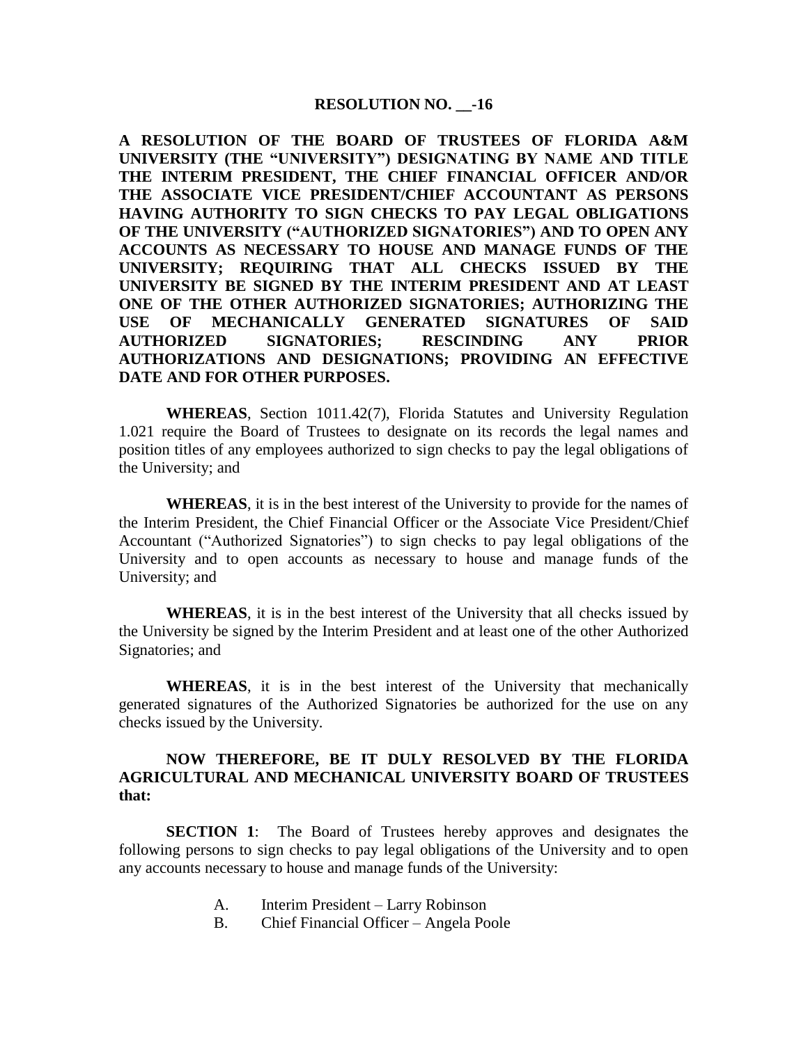**RESOLUTION NO. __-16**

**A RESOLUTION OF THE BOARD OF TRUSTEES OF FLORIDA A&M UNIVERSITY (THE "UNIVERSITY") DESIGNATING BY NAME AND TITLE THE INTERIM PRESIDENT, THE CHIEF FINANCIAL OFFICER AND/OR THE ASSOCIATE VICE PRESIDENT/CHIEF ACCOUNTANT AS PERSONS HAVING AUTHORITY TO SIGN CHECKS TO PAY LEGAL OBLIGATIONS OF THE UNIVERSITY ("AUTHORIZED SIGNATORIES") AND TO OPEN ANY ACCOUNTS AS NECESSARY TO HOUSE AND MANAGE FUNDS OF THE UNIVERSITY; REQUIRING THAT ALL CHECKS ISSUED BY THE UNIVERSITY BE SIGNED BY THE INTERIM PRESIDENT AND AT LEAST ONE OF THE OTHER AUTHORIZED SIGNATORIES; AUTHORIZING THE USE OF MECHANICALLY GENERATED SIGNATURES OF SAID AUTHORIZED SIGNATORIES; RESCINDING ANY PRIOR AUTHORIZATIONS AND DESIGNATIONS; PROVIDING AN EFFECTIVE DATE AND FOR OTHER PURPOSES.**

**WHEREAS**, Section 1011.42(7), Florida Statutes and University Regulation 1.021 require the Board of Trustees to designate on its records the legal names and position titles of any employees authorized to sign checks to pay the legal obligations of the University; and

**WHEREAS**, it is in the best interest of the University to provide for the names of the Interim President, the Chief Financial Officer or the Associate Vice President/Chief Accountant ("Authorized Signatories") to sign checks to pay legal obligations of the University and to open accounts as necessary to house and manage funds of the University; and

**WHEREAS**, it is in the best interest of the University that all checks issued by the University be signed by the Interim President and at least one of the other Authorized Signatories; and

**WHEREAS**, it is in the best interest of the University that mechanically generated signatures of the Authorized Signatories be authorized for the use on any checks issued by the University.

**NOW THEREFORE, BE IT DULY RESOLVED BY THE FLORIDA AGRICULTURAL AND MECHANICAL UNIVERSITY BOARD OF TRUSTEES that:**

**SECTION 1**: The Board of Trustees hereby approves and designates the following persons to sign checks to pay legal obligations of the University and to open any accounts necessary to house and manage funds of the University:

A. Interim President – Larry Robinson
B. Chief Financial Officer – Angela Poole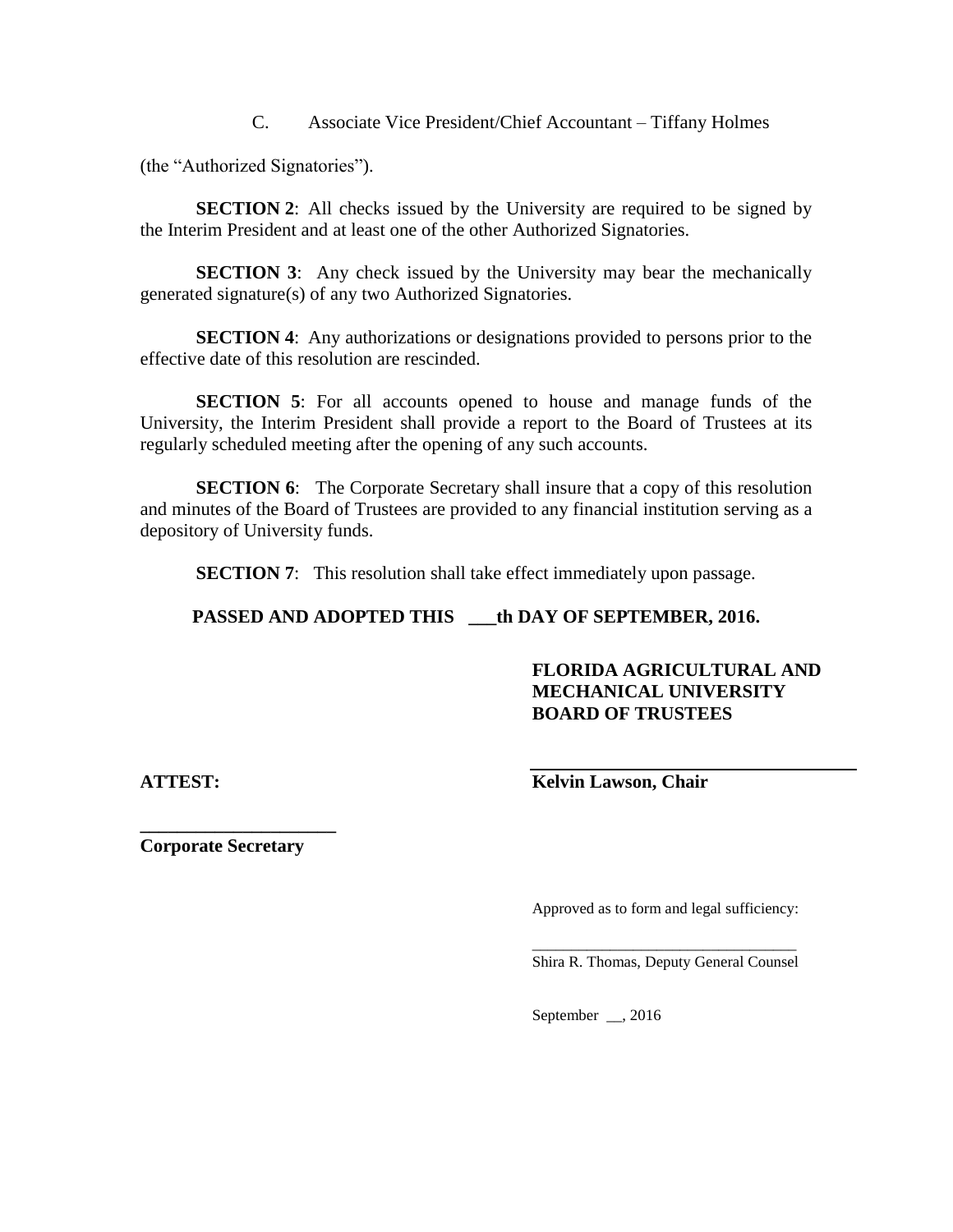C. Associate Vice President/Chief Accountant – Tiffany Holmes

(the "Authorized Signatories").

**SECTION 2**: All checks issued by the University are required to be signed by the Interim President and at least one of the other Authorized Signatories.

**SECTION 3**: Any check issued by the University may bear the mechanically generated signature(s) of any two Authorized Signatories.

**SECTION 4**: Any authorizations or designations provided to persons prior to the effective date of this resolution are rescinded.

**SECTION 5**: For all accounts opened to house and manage funds of the University, the Interim President shall provide a report to the Board of Trustees at its regularly scheduled meeting after the opening of any such accounts.

**SECTION 6**: The Corporate Secretary shall insure that a copy of this resolution and minutes of the Board of Trustees are provided to any financial institution serving as a depository of University funds.

**SECTION 7**: This resolution shall take effect immediately upon passage.

**PASSED AND ADOPTED THIS ___th DAY OF SEPTEMBER, 2016.**

**FLORIDA AGRICULTURAL AND MECHANICAL UNIVERSITY BOARD OF TRUSTEES**

**ATTEST:**

_________________________________
**Kelvin Lawson, Chair**

_____________________
**Corporate Secretary**

Approved as to form and legal sufficiency:

_________________________________
Shira R. Thomas, Deputy General Counsel

September __, 2016